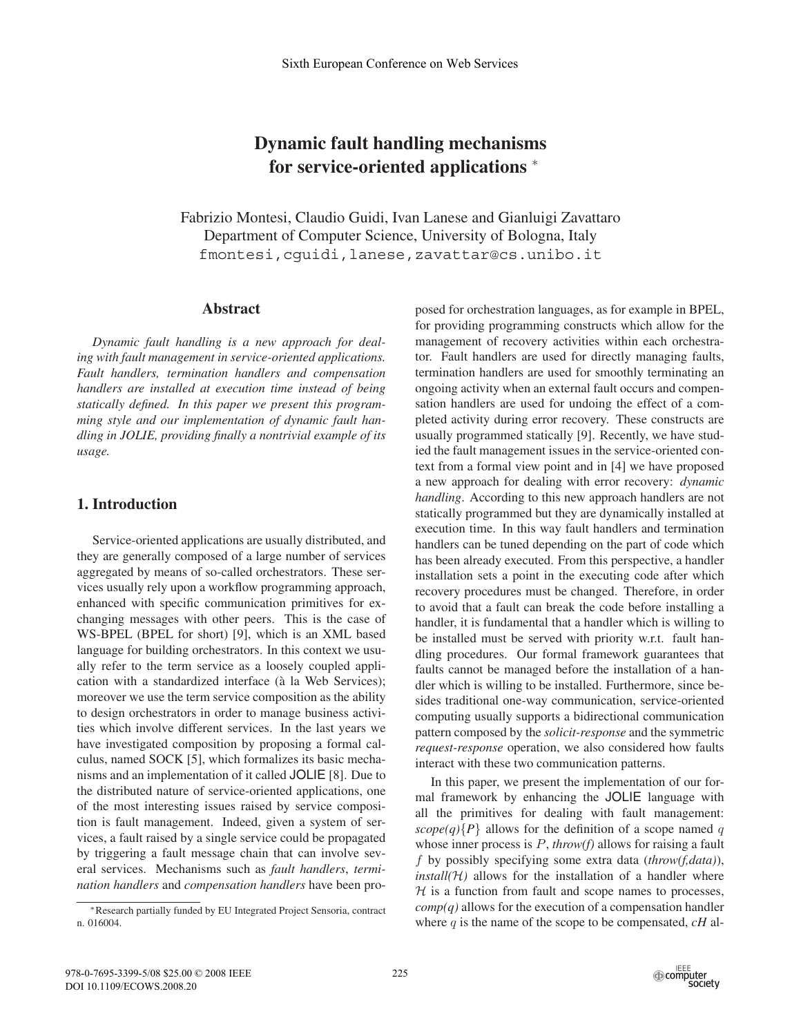# Dynamic fault handling mechanisms for service-oriented applications *

Fabrizio Montesi, Claudio Guidi, Ivan Lanese and Gianluigi Zavattaro
Department of Computer Science, University of Bologna, Italy
fmontesi,cguidi,lanese,zavattar@cs.unibo.it

## Abstract

*Dynamic fault handling is a new approach for dealing with fault management in service-oriented applications. Fault handlers, termination handlers and compensation handlers are installed at execution time instead of being statically defined. In this paper we present this programming style and our implementation of dynamic fault handling in JOLIE, providing finally a nontrivial example of its usage.*

## 1. Introduction

Service-oriented applications are usually distributed, and they are generally composed of a large number of services aggregated by means of so-called orchestrators. These services usually rely upon a workflow programming approach, enhanced with specific communication primitives for exchanging messages with other peers. This is the case of WS-BPEL (BPEL for short) [9], which is an XML based language for building orchestrators. In this context we usually refer to the term service as a loosely coupled application with a standardized interface (à la Web Services); moreover we use the term service composition as the ability to design orchestrators in order to manage business activities which involve different services. In the last years we have investigated composition by proposing a formal calculus, named SOCK [5], which formalizes its basic mechanisms and an implementation of it called JOLIE [8]. Due to the distributed nature of service-oriented applications, one of the most interesting issues raised by service composition is fault management. Indeed, given a system of services, a fault raised by a single service could be propagated by triggering a fault message chain that can involve several services. Mechanisms such as *fault handlers*, *termination handlers* and *compensation handlers* have been proposed for orchestration languages, as for example in BPEL, for providing programming constructs which allow for the management of recovery activities within each orchestrator. Fault handlers are used for directly managing faults, termination handlers are used for smoothly terminating an ongoing activity when an external fault occurs and compensation handlers are used for undoing the effect of a completed activity during error recovery. These constructs are usually programmed statically [9]. Recently, we have studied the fault management issues in the service-oriented context from a formal view point and in [4] we have proposed a new approach for dealing with error recovery: *dynamic handling*. According to this new approach handlers are not statically programmed but they are dynamically installed at execution time. In this way fault handlers and termination handlers can be tuned depending on the part of code which has been already executed. From this perspective, a handler installation sets a point in the executing code after which recovery procedures must be changed. Therefore, in order to avoid that a fault can break the code before installing a handler, it is fundamental that a handler which is willing to be installed must be served with priority w.r.t. fault handling procedures. Our formal framework guarantees that faults cannot be managed before the installation of a handler which is willing to be installed. Furthermore, since besides traditional one-way communication, service-oriented computing usually supports a bidirectional communication pattern composed by the *solicit-response* and the symmetric *request-response* operation, we also considered how faults interact with these two communication patterns.

In this paper, we present the implementation of our formal framework by enhancing the JOLIE language with all the primitives for dealing with fault management: *scope(q)*$\{P\}$ allows for the definition of a scope named $q$ whose inner process is $P$, *throw(f)* allows for raising a fault $f$ by possibly specifying some extra data (*throw(f,data)*), *install*($\mathcal{H}$) allows for the installation of a handler where $\mathcal{H}$ is a function from fault and scope names to processes, *comp(q)* allows for the execution of a compensation handler where $q$ is the name of the scope to be compensated, *cH* al-

*Research partially funded by EU Integrated Project Sensoria, contract n. 016004.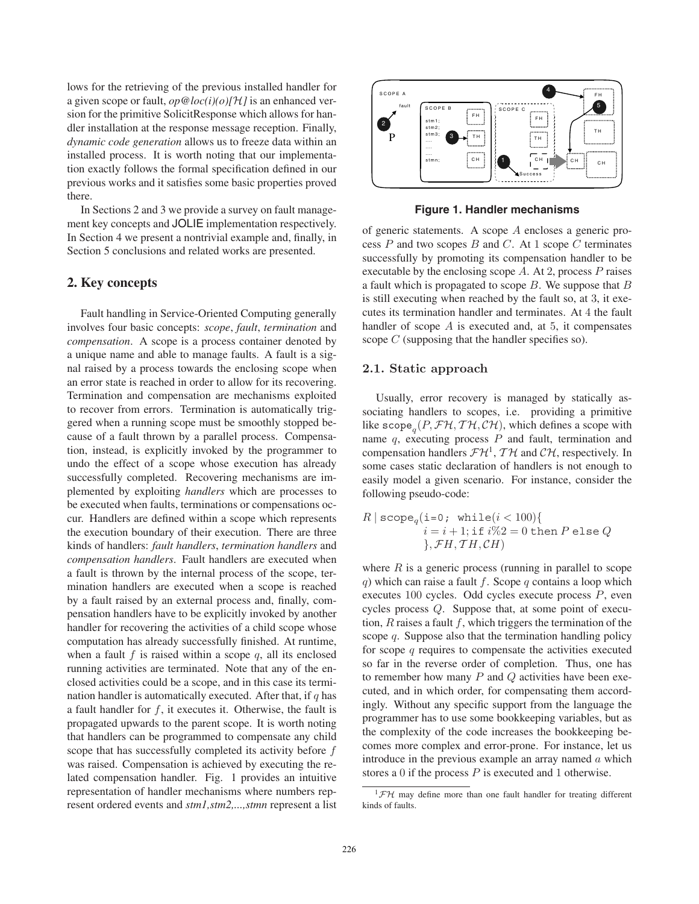lows for the retrieving of the previous installed handler for a given scope or fault, *op@loc(i)(o)[$\mathcal{H}$]* is an enhanced version for the primitive SolicitResponse which allows for handler installation at the response message reception. Finally, *dynamic code generation* allows us to freeze data within an installed process. It is worth noting that our implementation exactly follows the formal specification defined in our previous works and it satisfies some basic properties proved there.

In Sections 2 and 3 we provide a survey on fault management key concepts and JOLIE implementation respectively. In Section 4 we present a nontrivial example and, finally, in Section 5 conclusions and related works are presented.

## 2. Key concepts

Fault handling in Service-Oriented Computing generally involves four basic concepts: *scope*, *fault*, *termination* and *compensation*. A scope is a process container denoted by a unique name and able to manage faults. A fault is a signal raised by a process towards the enclosing scope when an error state is reached in order to allow for its recovering. Termination and compensation are mechanisms exploited to recover from errors. Termination is automatically triggered when a running scope must be smoothly stopped because of a fault thrown by a parallel process. Compensation, instead, is explicitly invoked by the programmer to undo the effect of a scope whose execution has already successfully completed. Recovering mechanisms are implemented by exploiting *handlers* which are processes to be executed when faults, terminations or compensations occur. Handlers are defined within a scope which represents the execution boundary of their execution. There are three kinds of handlers: *fault handlers*, *termination handlers* and *compensation handlers*. Fault handlers are executed when a fault is thrown by the internal process of the scope, termination handlers are executed when a scope is reached by a fault raised by an external process and, finally, compensation handlers have to be explicitly invoked by another handler for recovering the activities of a child scope whose computation has already successfully finished. At runtime, when a fault $f$ is raised within a scope $q$, all its enclosed running activities are terminated. Note that any of the enclosed activities could be a scope, and in this case its termination handler is automatically executed. After that, if $q$ has a fault handler for $f$, it executes it. Otherwise, the fault is propagated upwards to the parent scope. It is worth noting that handlers can be programmed to compensate any child scope that has successfully completed its activity before $f$ was raised. Compensation is achieved by executing the related compensation handler. Fig. 1 provides an intuitive representation of handler mechanisms where numbers represent ordered events and *stm1,stm2,...,stmn* represent a list of generic statements. A scope $A$ encloses a generic process $P$ and two scopes $B$ and $C$. At 1 scope $C$ terminates successfully by promoting its compensation handler to be executable by the enclosing scope $A$. At 2, process $P$ raises a fault which is propagated to scope $B$. We suppose that $B$ is still executing when reached by the fault so, at 3, it executes its termination handler and terminates. At 4 the fault handler of scope $A$ is executed and, at 5, it compensates scope $C$ (supposing that the handler specifies so).

**Figure 1. Handler mechanisms**

### 2.1. Static approach

Usually, error recovery is managed by statically associating handlers to scopes, i.e. providing a primitive like $\mathtt{scope}_q(P, \mathcal{FH}, \mathcal{TH}, \mathcal{CH})$, which defines a scope with name $q$, executing process $P$ and fault, termination and compensation handlers $\mathcal{FH}$[1], $\mathcal{TH}$ and $\mathcal{CH}$, respectively. In some cases static declaration of handlers is not enough to easily model a given scenario. For instance, consider the following pseudo-code:

$$
\begin{aligned}
R \mid \mathtt{scope}_q(&\mathtt{i=0;\ while}(i < 100)\{\\
&\quad i = i + 1; \mathtt{if}\ i\%2 = 0\ \mathtt{then}\ P\ \mathtt{else}\ Q\\
&\quad \}, \mathcal{F}H, \mathcal{T}H, \mathcal{C}H)
\end{aligned}
$$

where $R$ is a generic process (running in parallel to scope $q$) which can raise a fault $f$. Scope $q$ contains a loop which executes 100 cycles. Odd cycles execute process $P$, even cycles process $Q$. Suppose that, at some point of execution, $R$ raises a fault $f$, which triggers the termination of the scope $q$. Suppose also that the termination handling policy for scope $q$ requires to compensate the activities executed so far in the reverse order of completion. Thus, one has to remember how many $P$ and $Q$ activities have been executed, and in which order, for compensating them accordingly. Without any specific support from the language the programmer has to use some bookkeeping variables, but as the complexity of the code increases the bookkeeping becomes more complex and error-prone. For instance, let us introduce in the previous example an array named $a$ which stores a 0 if the process $P$ is executed and 1 otherwise.

[1] $\mathcal{FH}$ may define more than one fault handler for treating different kinds of faults.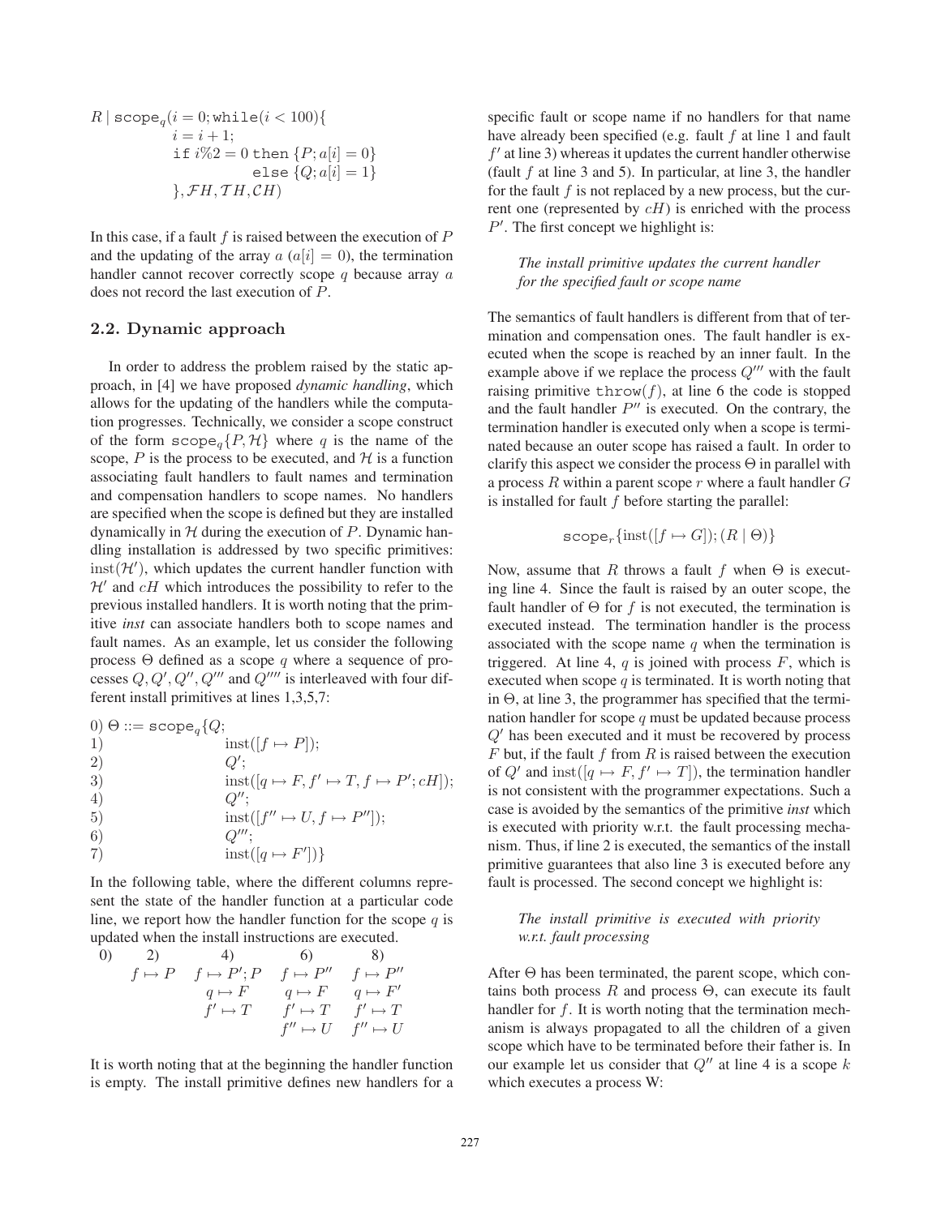$$R \mid \texttt{scope}_q(i=0; \texttt{while}(i<100)\{$$
$$i = i+1;$$
$$\texttt{if}\ i\%2 = 0\ \texttt{then}\ \{P; a[i]=0\}$$
$$\texttt{else}\ \{Q; a[i]=1\}$$
$$\}, \mathcal{FH}, \mathcal{TH}, \mathcal{CH})$$

In this case, if a fault $f$ is raised between the execution of $P$ and the updating of the array $a$ ($a[i] = 0$), the termination handler cannot recover correctly scope $q$ because array $a$ does not record the last execution of $P$.

### 2.2. Dynamic approach

In order to address the problem raised by the static approach, in [4] we have proposed *dynamic handling*, which allows for the updating of the handlers while the computation progresses. Technically, we consider a scope construct of the form $\texttt{scope}_q\{P, \mathcal{H}\}$ where $q$ is the name of the scope, $P$ is the process to be executed, and $\mathcal{H}$ is a function associating fault handlers to fault names and termination and compensation handlers to scope names. No handlers are specified when the scope is defined but they are installed dynamically in $\mathcal{H}$ during the execution of $P$. Dynamic handling installation is addressed by two specific primitives: $\text{inst}(\mathcal{H}')$, which updates the current handler function with $\mathcal{H}'$ and $cH$ which introduces the possibility to refer to the previous installed handlers. It is worth noting that the primitive *inst* can associate handlers both to scope names and fault names. As an example, let us consider the following process $\Theta$ defined as a scope $q$ where a sequence of processes $Q, Q', Q'', Q'''$ and $Q''''$ is interleaved with four different install primitives at lines 1,3,5,7:

0) $\Theta ::= \texttt{scope}_q\{Q;$
1) $\text{inst}([f \mapsto P]);$
2) $Q';$
3) $\text{inst}([q \mapsto F, f' \mapsto T, f \mapsto P'; cH]);$
4) $Q'';$
5) $\text{inst}([f'' \mapsto U, f \mapsto P'']);$
6) $Q''';$
7) $\text{inst}([q \mapsto F'])\}$

In the following table, where the different columns represent the state of the handler function at a particular code line, we report how the handler function for the scope $q$ is updated when the install instructions are executed.

| 0) | 2) | 4) | 6) | 8) |
|---|---|---|---|---|
| | $f \mapsto P$ | $f \mapsto P'; P$ | $f \mapsto P''$ | $f \mapsto P''$ |
| | | $q \mapsto F$ | $q \mapsto F$ | $q \mapsto F'$ |
| | | $f' \mapsto T$ | $f' \mapsto T$ | $f' \mapsto T$ |
| | | | $f'' \mapsto U$ | $f'' \mapsto U$ |

It is worth noting that at the beginning the handler function is empty. The install primitive defines new handlers for a specific fault or scope name if no handlers for that name have already been specified (e.g. fault $f$ at line 1 and fault $f'$ at line 3) whereas it updates the current handler otherwise (fault $f$ at line 3 and 5). In particular, at line 3, the handler for the fault $f$ is not replaced by a new process, but the current one (represented by $cH$) is enriched with the process $P'$. The first concept we highlight is:

> *The install primitive updates the current handler for the specified fault or scope name*

The semantics of fault handlers is different from that of termination and compensation ones. The fault handler is executed when the scope is reached by an inner fault. In the example above if we replace the process $Q'''$ with the fault raising primitive $\texttt{throw}(f)$, at line 6 the code is stopped and the fault handler $P''$ is executed. On the contrary, the termination handler is executed only when a scope is terminated because an outer scope has raised a fault. In order to clarify this aspect we consider the process $\Theta$ in parallel with a process $R$ within a parent scope $r$ where a fault handler $G$ is installed for fault $f$ before starting the parallel:

$$\texttt{scope}_r\{\text{inst}([f \mapsto G]); (R \mid \Theta)\}$$

Now, assume that $R$ throws a fault $f$ when $\Theta$ is executing line 4. Since the fault is raised by an outer scope, the fault handler of $\Theta$ for $f$ is not executed, the termination is executed instead. The termination handler is the process associated with the scope name $q$ when the termination is triggered. At line 4, $q$ is joined with process $F$, which is executed when scope $q$ is terminated. It is worth noting that in $\Theta$, at line 3, the programmer has specified that the termination handler for scope $q$ must be updated because process $Q'$ has been executed and it must be recovered by process $F$ but, if the fault $f$ from $R$ is raised between the execution of $Q'$ and $\text{inst}([q \mapsto F, f' \mapsto T])$, the termination handler is not consistent with the programmer expectations. Such a case is avoided by the semantics of the primitive *inst* which is executed with priority w.r.t. the fault processing mechanism. Thus, if line 2 is executed, the semantics of the install primitive guarantees that also line 3 is executed before any fault is processed. The second concept we highlight is:

> *The install primitive is executed with priority w.r.t. fault processing*

After $\Theta$ has been terminated, the parent scope, which contains both process $R$ and process $\Theta$, can execute its fault handler for $f$. It is worth noting that the termination mechanism is always propagated to all the children of a given scope which have to be terminated before their father is. In our example let us consider that $Q''$ at line 4 is a scope $k$ which executes a process W: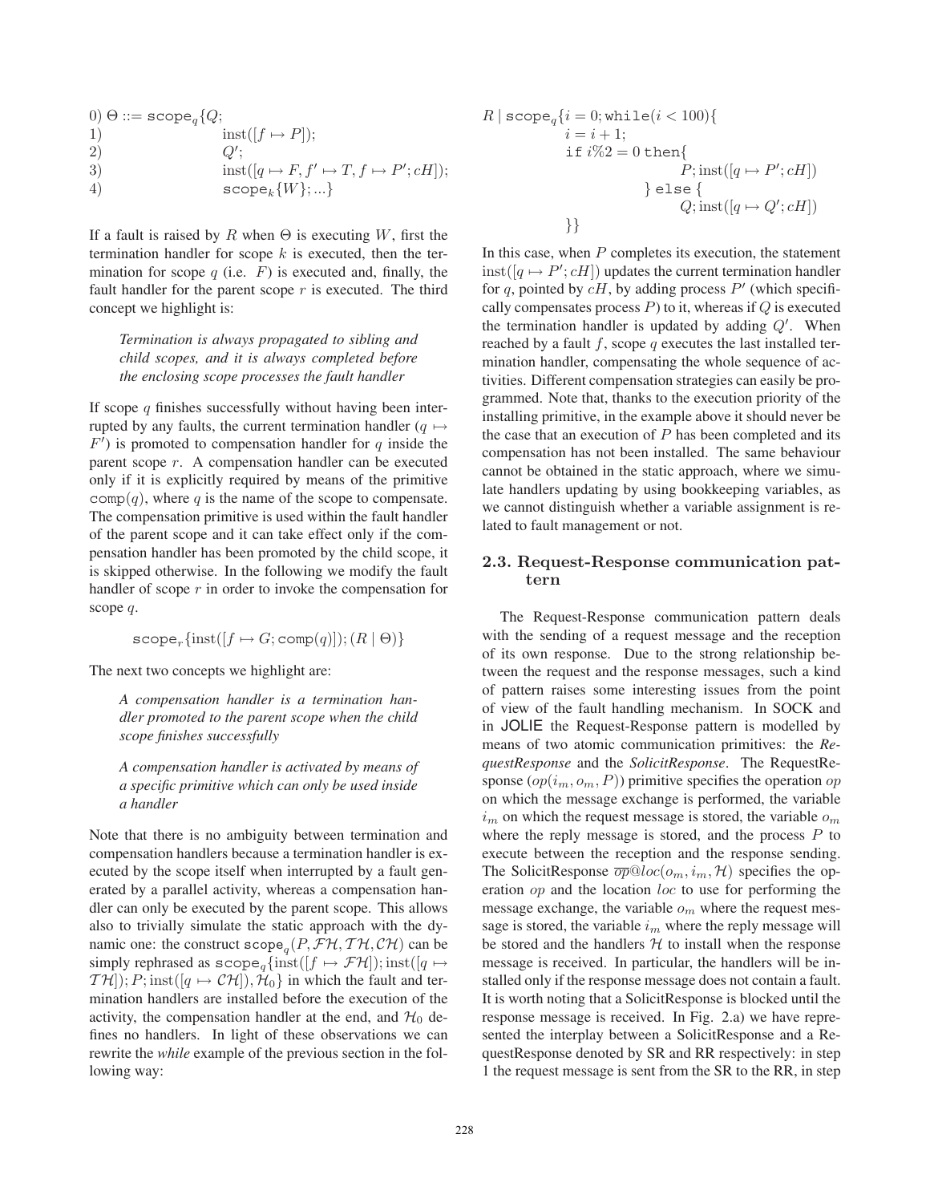$$
\begin{array}{ll}
0) & \Theta ::= \mathtt{scope}_q\{Q; \\
1) & \quad \mathrm{inst}([f \mapsto P]); \\
2) & \quad Q'; \\
3) & \quad \mathrm{inst}([q \mapsto F, f' \mapsto T, f \mapsto P'; cH]); \\
4) & \quad \mathtt{scope}_k\{W\}; ...\}
\end{array}
$$

If a fault is raised by $R$ when $\Theta$ is executing $W$, first the termination handler for scope $k$ is executed, then the termination for scope $q$ (i.e. $F$) is executed and, finally, the fault handler for the parent scope $r$ is executed. The third concept we highlight is:

> *Termination is always propagated to sibling and child scopes, and it is always completed before the enclosing scope processes the fault handler*

If scope $q$ finishes successfully without having been interrupted by any faults, the current termination handler ($q \mapsto F'$) is promoted to compensation handler for $q$ inside the parent scope $r$. A compensation handler can be executed only if it is explicitly required by means of the primitive $\mathtt{comp}(q)$, where $q$ is the name of the scope to compensate. The compensation primitive is used within the fault handler of the parent scope and it can take effect only if the compensation handler has been promoted by the child scope, it is skipped otherwise. In the following we modify the fault handler of scope $r$ in order to invoke the compensation for scope $q$.

$$\mathtt{scope}_r\{\mathrm{inst}([f \mapsto G; \mathtt{comp}(q)]); (R \mid \Theta)\}$$

The next two concepts we highlight are:

> *A compensation handler is a termination handler promoted to the parent scope when the child scope finishes successfully*

> *A compensation handler is activated by means of a specific primitive which can only be used inside a handler*

Note that there is no ambiguity between termination and compensation handlers because a termination handler is executed by the scope itself when interrupted by a fault generated by a parallel activity, whereas a compensation handler can only be executed by the parent scope. This allows also to trivially simulate the static approach with the dynamic one: the construct $\mathtt{scope}_q(P, \mathcal{FH}, \mathcal{TH}, \mathcal{CH})$ can be simply rephrased as $\mathtt{scope}_q\{\mathrm{inst}([f \mapsto \mathcal{FH}]); \mathrm{inst}([q \mapsto \mathcal{TH}]); P; \mathrm{inst}([q \mapsto \mathcal{CH}]), \mathcal{H}_0\}$ in which the fault and termination handlers are installed before the execution of the activity, the compensation handler at the end, and $\mathcal{H}_0$ defines no handlers. In light of these observations we can rewrite the *while* example of the previous section in the following way:

$$
\begin{array}{l}
R \mid \mathtt{scope}_q\{i = 0; \mathtt{while}(i < 100)\{ \\
\quad i = i + 1; \\
\quad \mathtt{if}\ i\%2 = 0\ \mathtt{then}\{ \\
\qquad P; \mathrm{inst}([q \mapsto P'; cH]) \\
\quad \}\ \mathtt{else}\ \{ \\
\qquad Q; \mathrm{inst}([q \mapsto Q'; cH]) \\
\}\}
\end{array}
$$

In this case, when $P$ completes its execution, the statement $\mathrm{inst}([q \mapsto P'; cH])$ updates the current termination handler for $q$, pointed by $cH$, by adding process $P'$ (which specifically compensates process $P$) to it, whereas if $Q$ is executed the termination handler is updated by adding $Q'$. When reached by a fault $f$, scope $q$ executes the last installed termination handler, compensating the whole sequence of activities. Different compensation strategies can easily be programmed. Note that, thanks to the execution priority of the installing primitive, in the example above it should never be the case that an execution of $P$ has been completed and its compensation has not been installed. The same behaviour cannot be obtained in the static approach, where we simulate handlers updating by using bookkeeping variables, as we cannot distinguish whether a variable assignment is related to fault management or not.

### 2.3. Request-Response communication pattern

The Request-Response communication pattern deals with the sending of a request message and the reception of its own response. Due to the strong relationship between the request and the response messages, such a kind of pattern raises some interesting issues from the point of view of the fault handling mechanism. In SOCK and in JOLIE the Request-Response pattern is modelled by means of two atomic communication primitives: the *RequestResponse* and the *SolicitResponse*. The RequestResponse ($op(i_m, o_m, P)$) primitive specifies the operation $op$ on which the message exchange is performed, the variable $i_m$ on which the request message is stored, the variable $o_m$ where the reply message is stored, and the process $P$ to execute between the reception and the response sending. The SolicitResponse $\overline{op}@loc(o_m, i_m, \mathcal{H})$ specifies the operation $op$ and the location $loc$ to use for performing the message exchange, the variable $o_m$ where the request message is stored, the variable $i_m$ where the reply message will be stored and the handlers $\mathcal{H}$ to install when the response message is received. In particular, the handlers will be installed only if the response message does not contain a fault. It is worth noting that a SolicitResponse is blocked until the response message is received. In Fig. 2.a) we have represented the interplay between a SolicitResponse and a RequestResponse denoted by SR and RR respectively: in step 1 the request message is sent from the SR to the RR, in step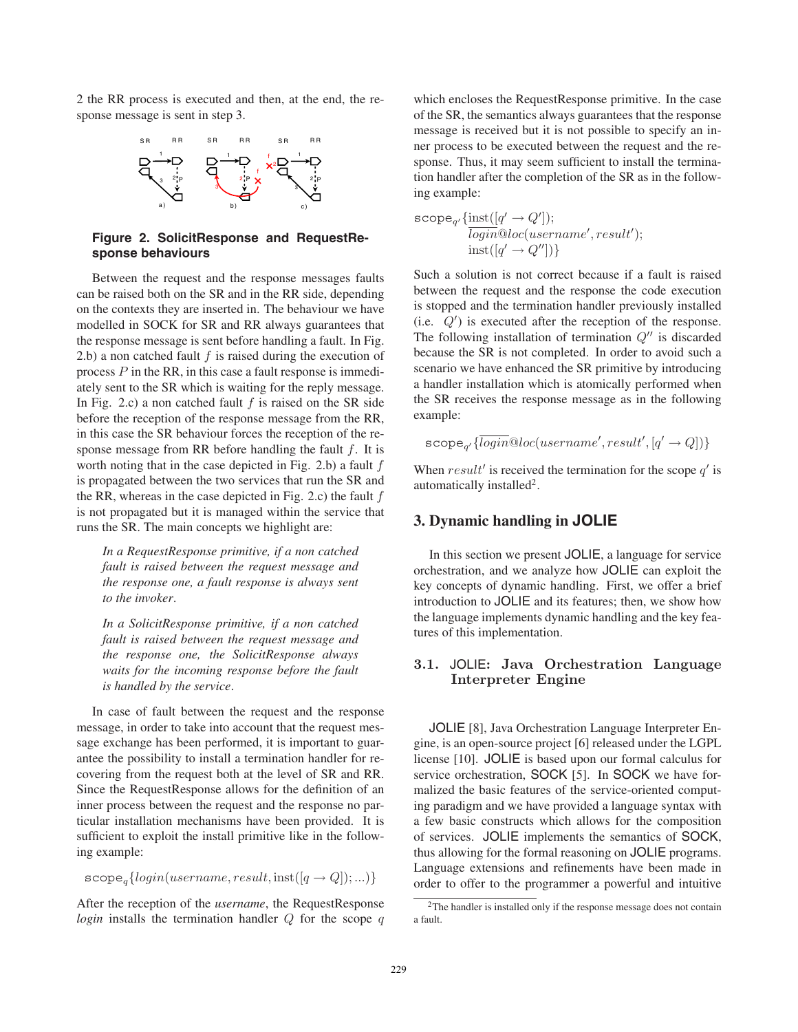2 the RR process is executed and then, at the end, the response message is sent in step 3.

SR RR SR RR SR RR

a) b) c)

**Figure 2. SolicitResponse and RequestResponse behaviours**

Between the request and the response messages faults can be raised both on the SR and in the RR side, depending on the contexts they are inserted in. The behaviour we have modelled in SOCK for SR and RR always guarantees that the response message is sent before handling a fault. In Fig. 2.b) a non catched fault $f$ is raised during the execution of process $P$ in the RR, in this case a fault response is immediately sent to the SR which is waiting for the reply message. In Fig. 2.c) a non catched fault $f$ is raised on the SR side before the reception of the response message from the RR, in this case the SR behaviour forces the reception of the response message from RR before handling the fault $f$. It is worth noting that in the case depicted in Fig. 2.b) a fault $f$ is propagated between the two services that run the SR and the RR, whereas in the case depicted in Fig. 2.c) the fault $f$ is not propagated but it is managed within the service that runs the SR. The main concepts we highlight are:

> *In a RequestResponse primitive, if a non catched fault is raised between the request message and the response one, a fault response is always sent to the invoker.*
>
> *In a SolicitResponse primitive, if a non catched fault is raised between the request message and the response one, the SolicitResponse always waits for the incoming response before the fault is handled by the service.*

In case of fault between the request and the response message, in order to take into account that the request message exchange has been performed, it is important to guarantee the possibility to install a termination handler for recovering from the request both at the level of SR and RR. Since the RequestResponse allows for the definition of an inner process between the request and the response no particular installation mechanisms have been provided. It is sufficient to exploit the install primitive like in the following example:

$$\texttt{scope}_q\{login(username, result, \text{inst}([q \rightarrow Q]); ...)\}$$

After the reception of the *username*, the RequestResponse *login* installs the termination handler $Q$ for the scope $q$ which encloses the RequestResponse primitive. In the case of the SR, the semantics always guarantees that the response message is received but it is not possible to specify an inner process to be executed between the request and the response. Thus, it may seem sufficient to install the termination handler after the completion of the SR as in the following example:

$$\begin{aligned}\texttt{scope}_{q'}\{&\text{inst}([q' \rightarrow Q']);\\ &\overline{login}@loc(username', result');\\ &\text{inst}([q' \rightarrow Q''])\}\end{aligned}$$

Such a solution is not correct because if a fault is raised between the request and the response the code execution is stopped and the termination handler previously installed (i.e. $Q'$) is executed after the reception of the response. The following installation of termination $Q''$ is discarded because the SR is not completed. In order to avoid such a scenario we have enhanced the SR primitive by introducing a handler installation which is atomically performed when the SR receives the response message as in the following example:

$$\texttt{scope}_{q'}\{\overline{login}@loc(username', result', [q' \rightarrow Q])\}$$

When $result'$ is received the termination for the scope $q'$ is automatically installed[2].

## 3. Dynamic handling in JOLIE

In this section we present JOLIE, a language for service orchestration, and we analyze how JOLIE can exploit the key concepts of dynamic handling. First, we offer a brief introduction to JOLIE and its features; then, we show how the language implements dynamic handling and the key features of this implementation.

### 3.1. JOLIE: Java Orchestration Language Interpreter Engine

JOLIE [8], Java Orchestration Language Interpreter Engine, is an open-source project [6] released under the LGPL license [10]. JOLIE is based upon our formal calculus for service orchestration, SOCK [5]. In SOCK we have formalized the basic features of the service-oriented computing paradigm and we have provided a language syntax with a few basic constructs which allows for the composition of services. JOLIE implements the semantics of SOCK, thus allowing for the formal reasoning on JOLIE programs. Language extensions and refinements have been made in order to offer to the programmer a powerful and intuitive

[2] The handler is installed only if the response message does not contain a fault.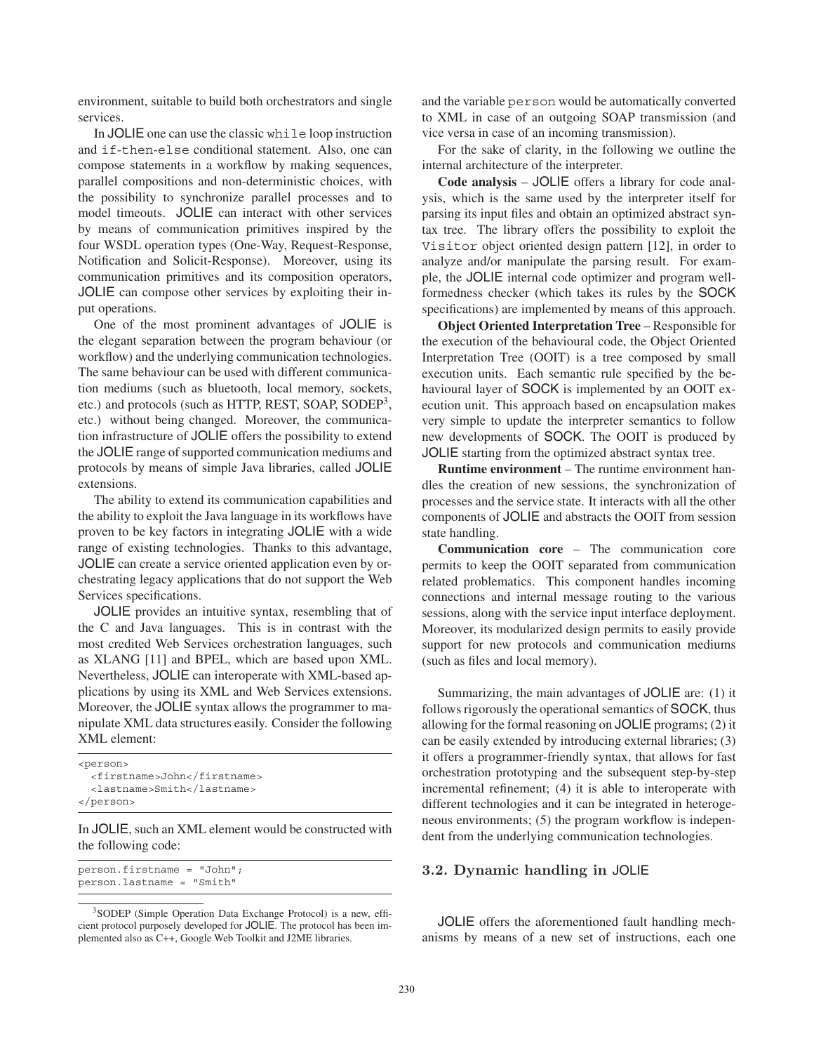environment, suitable to build both orchestrators and single services.

In JOLIE one can use the classic `while` loop instruction and `if-then-else` conditional statement. Also, one can compose statements in a workflow by making sequences, parallel compositions and non-deterministic choices, with the possibility to synchronize parallel processes and to model timeouts. JOLIE can interact with other services by means of communication primitives inspired by the four WSDL operation types (One-Way, Request-Response, Notification and Solicit-Response). Moreover, using its communication primitives and its composition operators, JOLIE can compose other services by exploiting their input operations.

One of the most prominent advantages of JOLIE is the elegant separation between the program behaviour (or workflow) and the underlying communication technologies. The same behaviour can be used with different communication mediums (such as bluetooth, local memory, sockets, etc.) and protocols (such as HTTP, REST, SOAP, SODEP[3], etc.) without being changed. Moreover, the communication infrastructure of JOLIE offers the possibility to extend the JOLIE range of supported communication mediums and protocols by means of simple Java libraries, called JOLIE extensions.

The ability to extend its communication capabilities and the ability to exploit the Java language in its workflows have proven to be key factors in integrating JOLIE with a wide range of existing technologies. Thanks to this advantage, JOLIE can create a service oriented application even by orchestrating legacy applications that do not support the Web Services specifications.

JOLIE provides an intuitive syntax, resembling that of the C and Java languages. This is in contrast with the most credited Web Services orchestration languages, such as XLANG [11] and BPEL, which are based upon XML. Nevertheless, JOLIE can interoperate with XML-based applications by using its XML and Web Services extensions. Moreover, the JOLIE syntax allows the programmer to manipulate XML data structures easily. Consider the following XML element:

```
<person>
  <firstname>John</firstname>
  <lastname>Smith</lastname>
</person>
```

In JOLIE, such an XML element would be constructed with the following code:

```
person.firstname = "John";
person.lastname = "Smith"
```

and the variable `person` would be automatically converted to XML in case of an outgoing SOAP transmission (and vice versa in case of an incoming transmission).

For the sake of clarity, in the following we outline the internal architecture of the interpreter.

**Code analysis** – JOLIE offers a library for code analysis, which is the same used by the interpreter itself for parsing its input files and obtain an optimized abstract syntax tree. The library offers the possibility to exploit the `Visitor` object oriented design pattern [12], in order to analyze and/or manipulate the parsing result. For example, the JOLIE internal code optimizer and program well-formedness checker (which takes its rules by the SOCK specifications) are implemented by means of this approach.

**Object Oriented Interpretation Tree** – Responsible for the execution of the behavioural code, the Object Oriented Interpretation Tree (OOIT) is a tree composed by small execution units. Each semantic rule specified by the behavioural layer of SOCK is implemented by an OOIT execution unit. This approach based on encapsulation makes very simple to update the interpreter semantics to follow new developments of SOCK. The OOIT is produced by JOLIE starting from the optimized abstract syntax tree.

**Runtime environment** – The runtime environment handles the creation of new sessions, the synchronization of processes and the service state. It interacts with all the other components of JOLIE and abstracts the OOIT from session state handling.

**Communication core** – The communication core permits to keep the OOIT separated from communication related problematics. This component handles incoming connections and internal message routing to the various sessions, along with the service input interface deployment. Moreover, its modularized design permits to easily provide support for new protocols and communication mediums (such as files and local memory).

Summarizing, the main advantages of JOLIE are: (1) it follows rigorously the operational semantics of SOCK, thus allowing for the formal reasoning on JOLIE programs; (2) it can be easily extended by introducing external libraries; (3) it offers a programmer-friendly syntax, that allows for fast orchestration prototyping and the subsequent step-by-step incremental refinement; (4) it is able to interoperate with different technologies and it can be integrated in heterogeneous environments; (5) the program workflow is independent from the underlying communication technologies.

### 3.2. Dynamic handling in JOLIE

JOLIE offers the aforementioned fault handling mechanisms by means of a new set of instructions, each one

[3]SODEP (Simple Operation Data Exchange Protocol) is a new, efficient protocol purposely developed for JOLIE. The protocol has been implemented also as C++, Google Web Toolkit and J2ME libraries.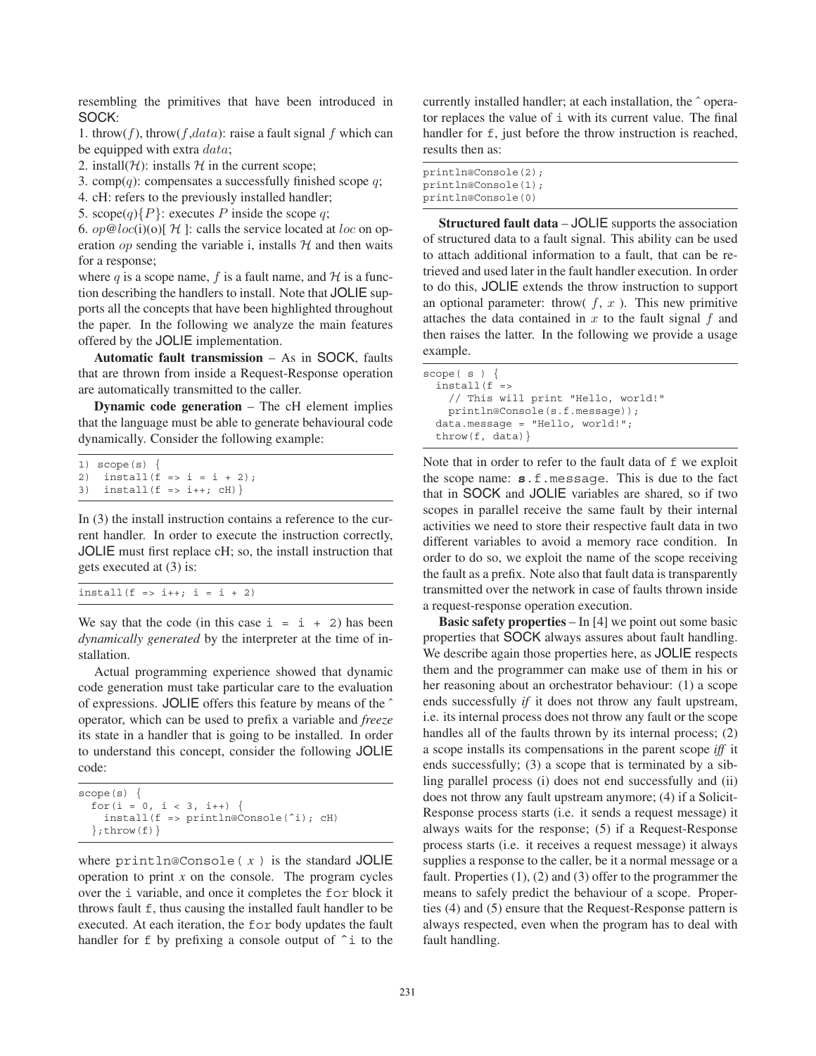resembling the primitives that have been introduced in SOCK:

1. throw($f$), throw($f$,$data$): raise a fault signal $f$ which can be equipped with extra $data$;
2. install($\mathcal{H}$): installs $\mathcal{H}$ in the current scope;
3. comp($q$): compensates a successfully finished scope $q$;
4. cH: refers to the previously installed handler;
5. scope($q$)$\{P\}$: executes $P$ inside the scope $q$;
6. $op$@$loc$(i)(o)[ $\mathcal{H}$ ]: calls the service located at $loc$ on operation $op$ sending the variable i, installs $\mathcal{H}$ and then waits for a response;

where $q$ is a scope name, $f$ is a fault name, and $\mathcal{H}$ is a function describing the handlers to install. Note that JOLIE supports all the concepts that have been highlighted throughout the paper. In the following we analyze the main features offered by the JOLIE implementation.

**Automatic fault transmission** – As in SOCK, faults that are thrown from inside a Request-Response operation are automatically transmitted to the caller.

**Dynamic code generation** – The cH element implies that the language must be able to generate behavioural code dynamically. Consider the following example:

```
1) scope(s) {
2)   install(f => i = i + 2);
3)   install(f => i++; cH)}
```

In (3) the install instruction contains a reference to the current handler. In order to execute the instruction correctly, JOLIE must first replace cH; so, the install instruction that gets executed at (3) is:

```
install(f => i++; i = i + 2)
```

We say that the code (in this case `i = i + 2`) has been *dynamically generated* by the interpreter at the time of installation.

Actual programming experience showed that dynamic code generation must take particular care to the evaluation of expressions. JOLIE offers this feature by means of the ˆ operator, which can be used to prefix a variable and *freeze* its state in a handler that is going to be installed. In order to understand this concept, consider the following JOLIE code:

```
scope(s) {
  for(i = 0, i < 3, i++) {
    install(f => println@Console(ˆi); cH)
  };throw(f)}
```

where `println@Console( x )` is the standard JOLIE operation to print $x$ on the console. The program cycles over the `i` variable, and once it completes the `for` block it throws fault `f`, thus causing the installed fault handler to be executed. At each iteration, the `for` body updates the fault handler for `f` by prefixing a console output of `ˆi` to the currently installed handler; at each installation, the ˆ operator replaces the value of `i` with its current value. The final handler for `f`, just before the throw instruction is reached, results then as:

```
println@Console(2);
println@Console(1);
println@Console(0)
```

**Structured fault data** – JOLIE supports the association of structured data to a fault signal. This ability can be used to attach additional information to a fault, that can be retrieved and used later in the fault handler execution. In order to do this, JOLIE extends the throw instruction to support an optional parameter: throw( $f$, $x$ ). This new primitive attaches the data contained in $x$ to the fault signal $f$ and then raises the latter. In the following we provide a usage example.

```
scope( s ) {
  install(f =>
    // This will print "Hello, world!"
    println@Console(s.f.message));
  data.message = "Hello, world!";
  throw(f, data)}
```

Note that in order to refer to the fault data of `f` we exploit the scope name: **`s`**`.f.message`. This is due to the fact that in SOCK and JOLIE variables are shared, so if two scopes in parallel receive the same fault by their internal activities we need to store their respective fault data in two different variables to avoid a memory race condition. In order to do so, we exploit the name of the scope receiving the fault as a prefix. Note also that fault data is transparently transmitted over the network in case of faults thrown inside a request-response operation execution.

**Basic safety properties** – In [4] we point out some basic properties that SOCK always assures about fault handling. We describe again those properties here, as JOLIE respects them and the programmer can make use of them in his or her reasoning about an orchestrator behaviour: (1) a scope ends successfully *if* it does not throw any fault upstream, i.e. its internal process does not throw any fault or the scope handles all of the faults thrown by its internal process; (2) a scope installs its compensations in the parent scope *iff* it ends successfully; (3) a scope that is terminated by a sibling parallel process (i) does not end successfully and (ii) does not throw any fault upstream anymore; (4) if a Solicit-Response process starts (i.e. it sends a request message) it always waits for the response; (5) if a Request-Response process starts (i.e. it receives a request message) it always supplies a response to the caller, be it a normal message or a fault. Properties (1), (2) and (3) offer to the programmer the means to safely predict the behaviour of a scope. Properties (4) and (5) ensure that the Request-Response pattern is always respected, even when the program has to deal with fault handling.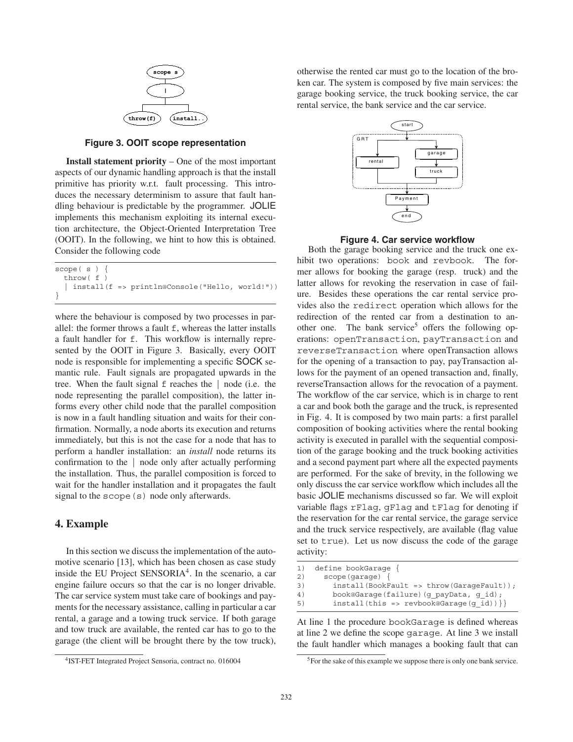scope s

|

throw(f)    install..

**Figure 3. OOIT scope representation**

**Install statement priority** – One of the most important aspects of our dynamic handling approach is that the install primitive has priority w.r.t. fault processing. This introduces the necessary determinism to assure that fault handling behaviour is predictable by the programmer. JOLIE implements this mechanism exploiting its internal execution architecture, the Object-Oriented Interpretation Tree (OOIT). In the following, we hint to how this is obtained. Consider the following code

```
scope( s ) {
  throw( f )
  | install(f => println@Console("Hello, world!"))
}
```

where the behaviour is composed by two processes in parallel: the former throws a fault `f`, whereas the latter installs a fault handler for `f`. This workflow is internally represented by the OOIT in Figure 3. Basically, every OOIT node is responsible for implementing a specific SOCK semantic rule. Fault signals are propagated upwards in the tree. When the fault signal `f` reaches the | node (i.e. the node representing the parallel composition), the latter informs every other child node that the parallel composition is now in a fault handling situation and waits for their confirmation. Normally, a node aborts its execution and returns immediately, but this is not the case for a node that has to perform a handler installation: an *install* node returns its confirmation to the | node only after actually performing the installation. Thus, the parallel composition is forced to wait for the handler installation and it propagates the fault signal to the `scope(s)` node only afterwards.

## 4. Example

In this section we discuss the implementation of the automotive scenario [13], which has been chosen as case study inside the EU Project SENSORIA[4]. In the scenario, a car engine failure occurs so that the car is no longer drivable. The car service system must take care of bookings and payments for the necessary assistance, calling in particular a car rental, a garage and a towing truck service. If both garage and tow truck are available, the rented car has to go to the garage (the client will be brought there by the tow truck), otherwise the rented car must go to the location of the broken car. The system is composed by five main services: the garage booking service, the truck booking service, the car rental service, the bank service and the car service.

start

GRT

rental

garage

truck

Payment

end

**Figure 4. Car service workflow**

Both the garage booking service and the truck one exhibit two operations: `book` and `revbook`. The former allows for booking the garage (resp. truck) and the latter allows for revoking the reservation in case of failure. Besides these operations the car rental service provides also the `redirect` operation which allows for the redirection of the rented car from a destination to another one. The bank service[5] offers the following operations: `openTransaction`, `payTransaction` and `reverseTransaction` where openTransaction allows for the opening of a transaction to pay, payTransaction allows for the payment of an opened transaction and, finally, reverseTransaction allows for the revocation of a payment. The workflow of the car service, which is in charge to rent a car and book both the garage and the truck, is represented in Fig. 4. It is composed by two main parts: a first parallel composition of booking activities where the rental booking activity is executed in parallel with the sequential composition of the garage booking and the truck booking activities and a second payment part where all the expected payments are performed. For the sake of brevity, in the following we only discuss the car service workflow which includes all the basic JOLIE mechanisms discussed so far. We will exploit variable flags `rFlag`, `gFlag` and `tFlag` for denoting if the reservation for the car rental service, the garage service and the truck service respectively, are available (flag value set to `true`). Let us now discuss the code of the garage activity:

```
1)  define bookGarage {
2)    scope(garage) {
3)      install(BookFault => throw(GarageFault));
4)      book@Garage(failure)(g_payData, g_id);
5)      install(this => revbook@Garage(g_id))}}
```

At line 1 the procedure `bookGarage` is defined whereas at line 2 we define the scope `garage`. At line 3 we install the fault handler which manages a booking fault that can

[4] IST-FET Integrated Project Sensoria, contract no. 016004

[5] For the sake of this example we suppose there is only one bank service.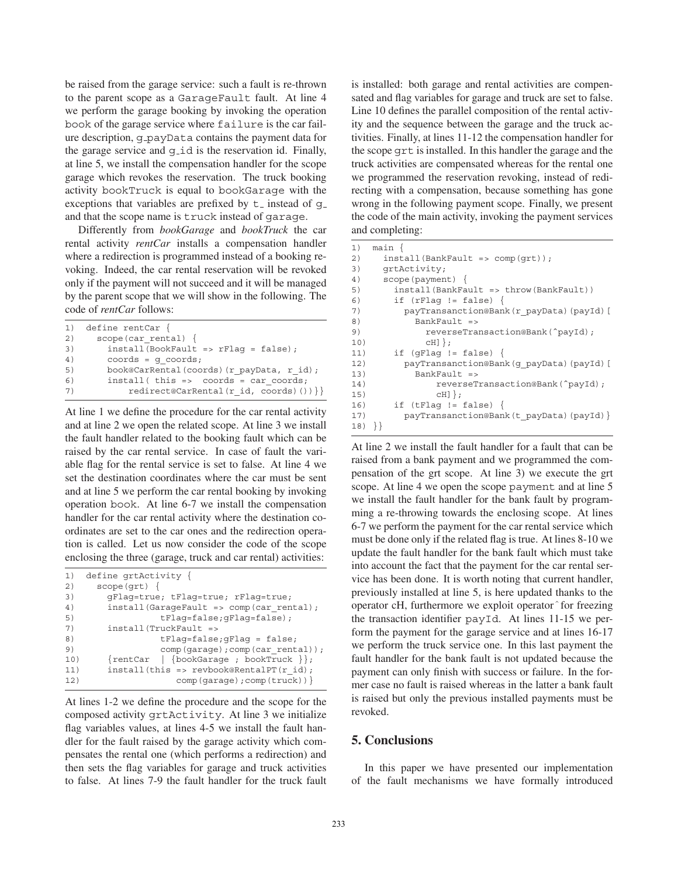be raised from the garage service: such a fault is re-thrown to the parent scope as a `GarageFault` fault. At line 4 we perform the garage booking by invoking the operation `book` of the garage service where `failure` is the car failure description, `g_payData` contains the payment data for the garage service and `g_id` is the reservation id. Finally, at line 5, we install the compensation handler for the scope garage which revokes the reservation. The truck booking activity `bookTruck` is equal to `bookGarage` with the exceptions that variables are prefixed by `t_` instead of `g_` and that the scope name is `truck` instead of `garage`.

Differently from *bookGarage* and *bookTruck* the car rental activity *rentCar* installs a compensation handler where a redirection is programmed instead of a booking revoking. Indeed, the car rental reservation will be revoked only if the payment will not succeed and it will be managed by the parent scope that we will show in the following. The code of *rentCar* follows:

```
1)  define rentCar {
2)    scope(car_rental) {
3)      install(BookFault => rFlag = false);
4)      coords = g_coords;
5)      book@CarRental(coords)(r_payData, r_id);
6)      install( this =>  coords = car_coords;
7)          redirect@CarRental(r_id, coords)())}}
```

At line 1 we define the procedure for the car rental activity and at line 2 we open the related scope. At line 3 we install the fault handler related to the booking fault which can be raised by the car rental service. In case of fault the variable flag for the rental service is set to false. At line 4 we set the destination coordinates where the car must be sent and at line 5 we perform the car rental booking by invoking operation `book`. At line 6-7 we install the compensation handler for the car rental activity where the destination coordinates are set to the car ones and the redirection operation is called. Let us now consider the code of the scope enclosing the three (garage, truck and car rental) activities:

```
1)  define grtActivity {
2)    scope(grt) {
3)      gFlag=true; tFlag=true; rFlag=true;
4)      install(GarageFault => comp(car_rental);
5)              tFlag=false;gFlag=false);
7)      install(TruckFault =>
8)              tFlag=false;gFlag = false;
9)              comp(garage);comp(car_rental));
10)     {rentCar  | {bookGarage ; bookTruck }};
11)     install(this => revbook@RentalPT(r_id);
12)                 comp(garage);comp(truck))}
```

At lines 1-2 we define the procedure and the scope for the composed activity `grtActivity`. At line 3 we initialize flag variables values, at lines 4-5 we install the fault handler for the fault raised by the garage activity which compensates the rental one (which performs a redirection) and then sets the flag variables for garage and truck activities to false. At lines 7-9 the fault handler for the truck fault is installed: both garage and rental activities are compensated and flag variables for garage and truck are set to false. Line 10 defines the parallel composition of the rental activity and the sequence between the garage and the truck activities. Finally, at lines 11-12 the compensation handler for the scope `grt` is installed. In this handler the garage and the truck activities are compensated whereas for the rental one we programmed the reservation revoking, instead of redirecting with a compensation, because something has gone wrong in the following payment scope. Finally, we present the code of the main activity, invoking the payment services and completing:

```
1)  main {
2)     install(BankFault => comp(grt));
3)     grtActivity;
4)     scope(payment) {
5)       install(BankFault => throw(BankFault))
6)       if (rFlag != false) {
7)         payTransanction@Bank(r_payData)(payId)[
8)           BankFault =>
9)             reverseTransaction@Bank(^payId);
10)            cH]};
11)      if (gFlag != false) {
12)        payTransanction@Bank(g_payData)(payId)[
13)          BankFault =>
14)              reverseTransaction@Bank(^payId);
15)              cH]};
16)      if (tFlag != false) {
17)        payTransanction@Bank(t_payData)(payId)}
18) }}
```

At line 2 we install the fault handler for a fault that can be raised from a bank payment and we programmed the compensation of the grt scope. At line 3) we execute the grt scope. At line 4 we open the scope `payment` and at line 5 we install the fault handler for the bank fault by programming a re-throwing towards the enclosing scope. At lines 6-7 we perform the payment for the car rental service which must be done only if the related flag is true. At lines 8-10 we update the fault handler for the bank fault which must take into account the fact that the payment for the car rental service has been done. It is worth noting that current handler, previously installed at line 5, is here updated thanks to the operator cH, furthermore we exploit operator ˆ for freezing the transaction identifier `payId`. At lines 11-15 we perform the payment for the garage service and at lines 16-17 we perform the truck service one. In this last payment the fault handler for the bank fault is not updated because the payment can only finish with success or failure. In the former case no fault is raised whereas in the latter a bank fault is raised but only the previous installed payments must be revoked.

## 5. Conclusions

In this paper we have presented our implementation of the fault mechanisms we have formally introduced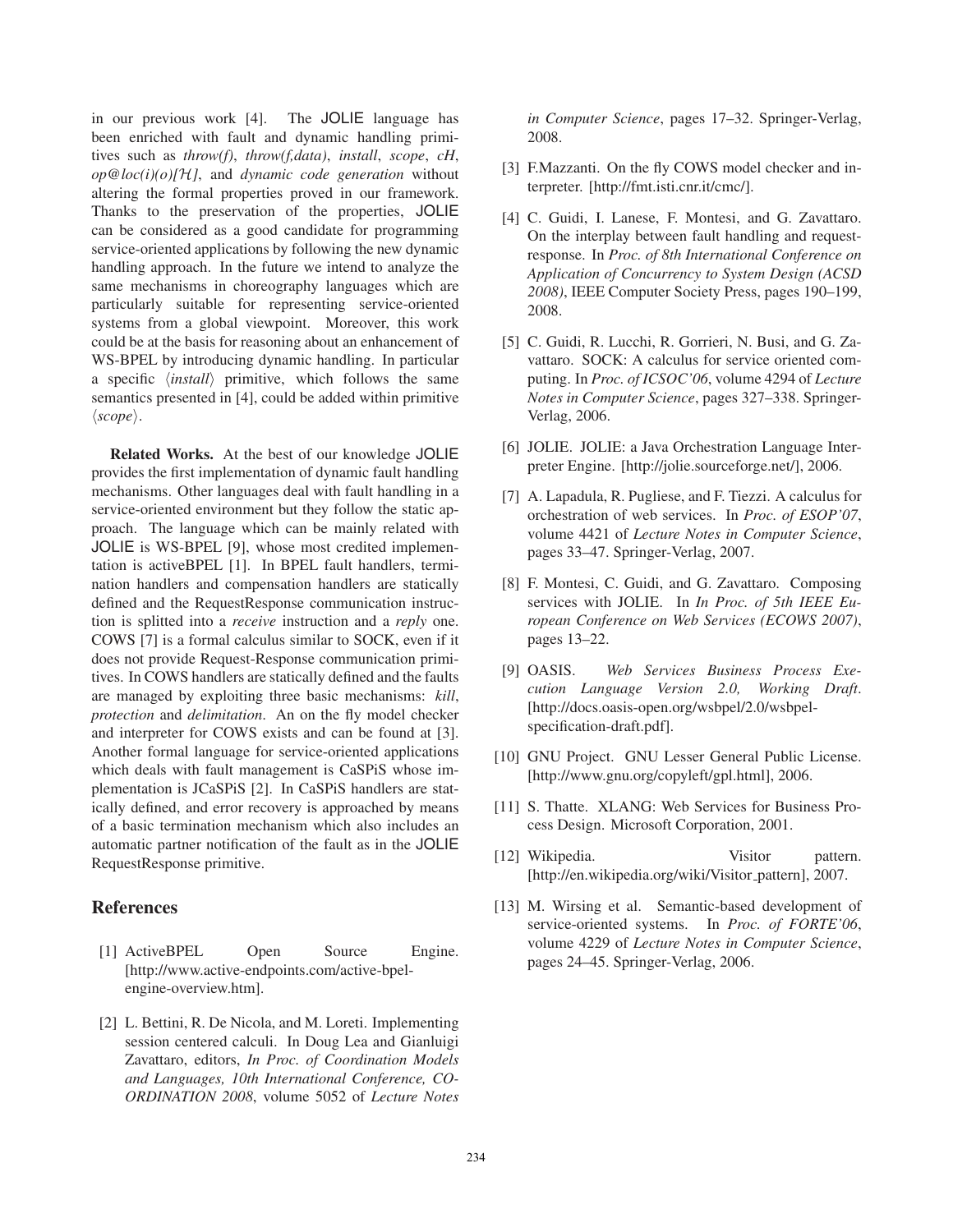in our previous work [4]. The JOLIE language has been enriched with fault and dynamic handling primitives such as *throw(f)*, *throw(f,data)*, *install*, *scope*, *cH*, *op@loc(i)(o)[$\mathcal{H}$]*, and *dynamic code generation* without altering the formal properties proved in our framework. Thanks to the preservation of the properties, JOLIE can be considered as a good candidate for programming service-oriented applications by following the new dynamic handling approach. In the future we intend to analyze the same mechanisms in choreography languages which are particularly suitable for representing service-oriented systems from a global viewpoint. Moreover, this work could be at the basis for reasoning about an enhancement of WS-BPEL by introducing dynamic handling. In particular a specific ⟨*install*⟩ primitive, which follows the same semantics presented in [4], could be added within primitive ⟨*scope*⟩.

**Related Works.** At the best of our knowledge JOLIE provides the first implementation of dynamic fault handling mechanisms. Other languages deal with fault handling in a service-oriented environment but they follow the static approach. The language which can be mainly related with JOLIE is WS-BPEL [9], whose most credited implementation is activeBPEL [1]. In BPEL fault handlers, termination handlers and compensation handlers are statically defined and the RequestResponse communication instruction is splitted into a *receive* instruction and a *reply* one. COWS [7] is a formal calculus similar to SOCK, even if it does not provide Request-Response communication primitives. In COWS handlers are statically defined and the faults are managed by exploiting three basic mechanisms: *kill*, *protection* and *delimitation*. An on the fly model checker and interpreter for COWS exists and can be found at [3]. Another formal language for service-oriented applications which deals with fault management is CaSPiS whose implementation is JCaSPiS [2]. In CaSPiS handlers are statically defined, and error recovery is approached by means of a basic termination mechanism which also includes an automatic partner notification of the fault as in the JOLIE RequestResponse primitive.

## References

[1] ActiveBPEL Open Source Engine. [http://www.active-endpoints.com/active-bpel-engine-overview.htm].

[2] L. Bettini, R. De Nicola, and M. Loreti. Implementing session centered calculi. In Doug Lea and Gianluigi Zavattaro, editors, *In Proc. of Coordination Models and Languages, 10th International Conference, COORDINATION 2008*, volume 5052 of *Lecture Notes in Computer Science*, pages 17–32. Springer-Verlag, 2008.

[3] F.Mazzanti. On the fly COWS model checker and interpreter. [http://fmt.isti.cnr.it/cmc/].

[4] C. Guidi, I. Lanese, F. Montesi, and G. Zavattaro. On the interplay between fault handling and request-response. In *Proc. of 8th International Conference on Application of Concurrency to System Design (ACSD 2008)*, IEEE Computer Society Press, pages 190–199, 2008.

[5] C. Guidi, R. Lucchi, R. Gorrieri, N. Busi, and G. Zavattaro. SOCK: A calculus for service oriented computing. In *Proc. of ICSOC'06*, volume 4294 of *Lecture Notes in Computer Science*, pages 327–338. Springer-Verlag, 2006.

[6] JOLIE. JOLIE: a Java Orchestration Language Interpreter Engine. [http://jolie.sourceforge.net/], 2006.

[7] A. Lapadula, R. Pugliese, and F. Tiezzi. A calculus for orchestration of web services. In *Proc. of ESOP'07*, volume 4421 of *Lecture Notes in Computer Science*, pages 33–47. Springer-Verlag, 2007.

[8] F. Montesi, C. Guidi, and G. Zavattaro. Composing services with JOLIE. In *In Proc. of 5th IEEE European Conference on Web Services (ECOWS 2007)*, pages 13–22.

[9] OASIS. *Web Services Business Process Execution Language Version 2.0, Working Draft*. [http://docs.oasis-open.org/wsbpel/2.0/wsbpel-specification-draft.pdf].

[10] GNU Project. GNU Lesser General Public License. [http://www.gnu.org/copyleft/gpl.html], 2006.

[11] S. Thatte. XLANG: Web Services for Business Process Design. Microsoft Corporation, 2001.

[12] Wikipedia. Visitor pattern. [http://en.wikipedia.org/wiki/Visitor_pattern], 2007.

[13] M. Wirsing et al. Semantic-based development of service-oriented systems. In *Proc. of FORTE'06*, volume 4229 of *Lecture Notes in Computer Science*, pages 24–45. Springer-Verlag, 2006.